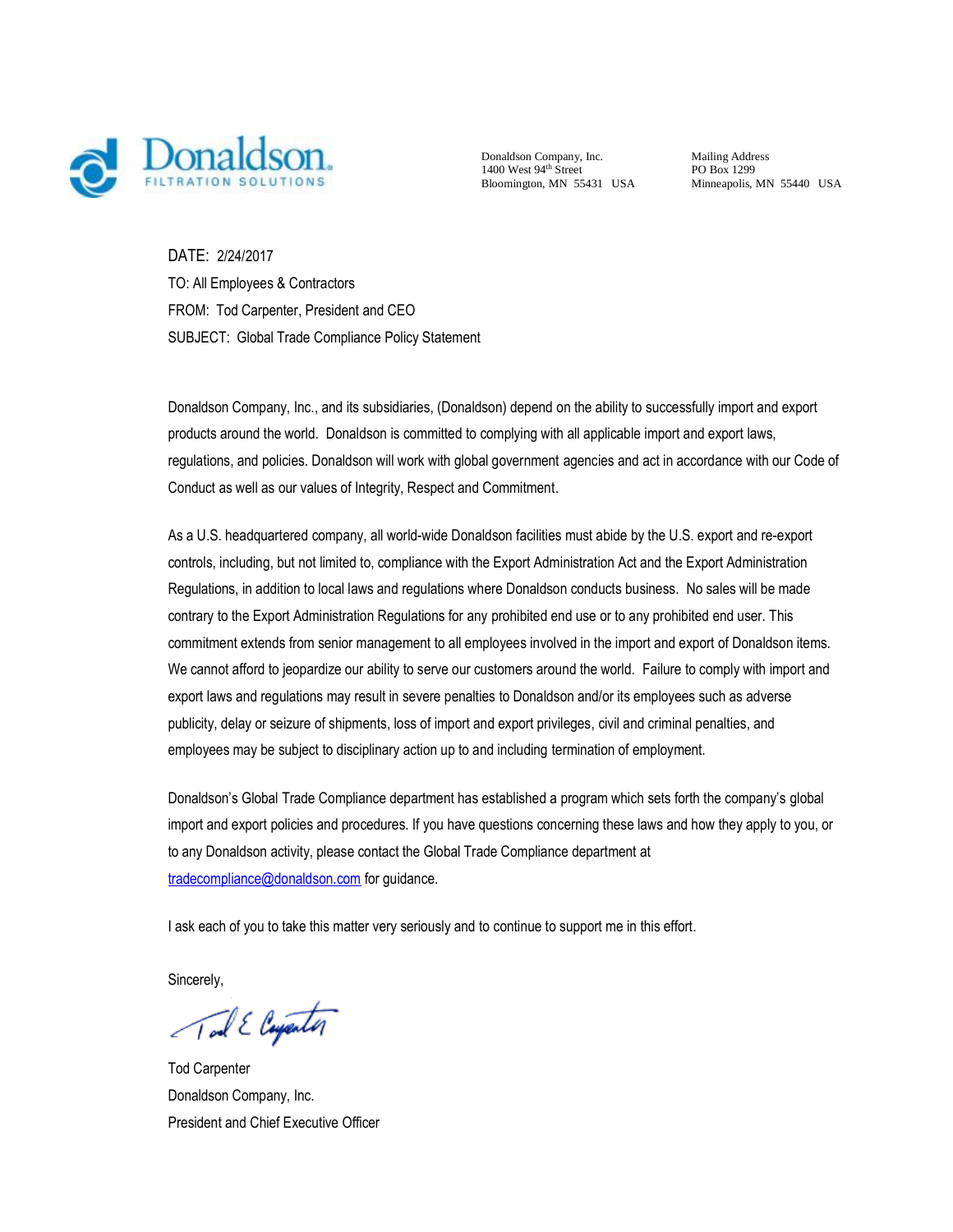**Donaldson.**
FILTRATION SOLUTIONS

Donaldson Company, Inc.
1400 West 94th Street
Bloomington, MN 55431 USA

Mailing Address
PO Box 1299
Minneapolis, MN 55440 USA

DATE: 2/24/2017

TO: All Employees & Contractors

FROM: Tod Carpenter, President and CEO

SUBJECT: Global Trade Compliance Policy Statement

Donaldson Company, Inc., and its subsidiaries, (Donaldson) depend on the ability to successfully import and export products around the world. Donaldson is committed to complying with all applicable import and export laws, regulations, and policies. Donaldson will work with global government agencies and act in accordance with our Code of Conduct as well as our values of Integrity, Respect and Commitment.

As a U.S. headquartered company, all world-wide Donaldson facilities must abide by the U.S. export and re-export controls, including, but not limited to, compliance with the Export Administration Act and the Export Administration Regulations, in addition to local laws and regulations where Donaldson conducts business. No sales will be made contrary to the Export Administration Regulations for any prohibited end use or to any prohibited end user. This commitment extends from senior management to all employees involved in the import and export of Donaldson items. We cannot afford to jeopardize our ability to serve our customers around the world. Failure to comply with import and export laws and regulations may result in severe penalties to Donaldson and/or its employees such as adverse publicity, delay or seizure of shipments, loss of import and export privileges, civil and criminal penalties, and employees may be subject to disciplinary action up to and including termination of employment.

Donaldson's Global Trade Compliance department has established a program which sets forth the company's global import and export policies and procedures. If you have questions concerning these laws and how they apply to you, or to any Donaldson activity, please contact the Global Trade Compliance department at tradecompliance@donaldson.com for guidance.

I ask each of you to take this matter very seriously and to continue to support me in this effort.

Sincerely,

Tod E Carpenter

Tod Carpenter
Donaldson Company, Inc.
President and Chief Executive Officer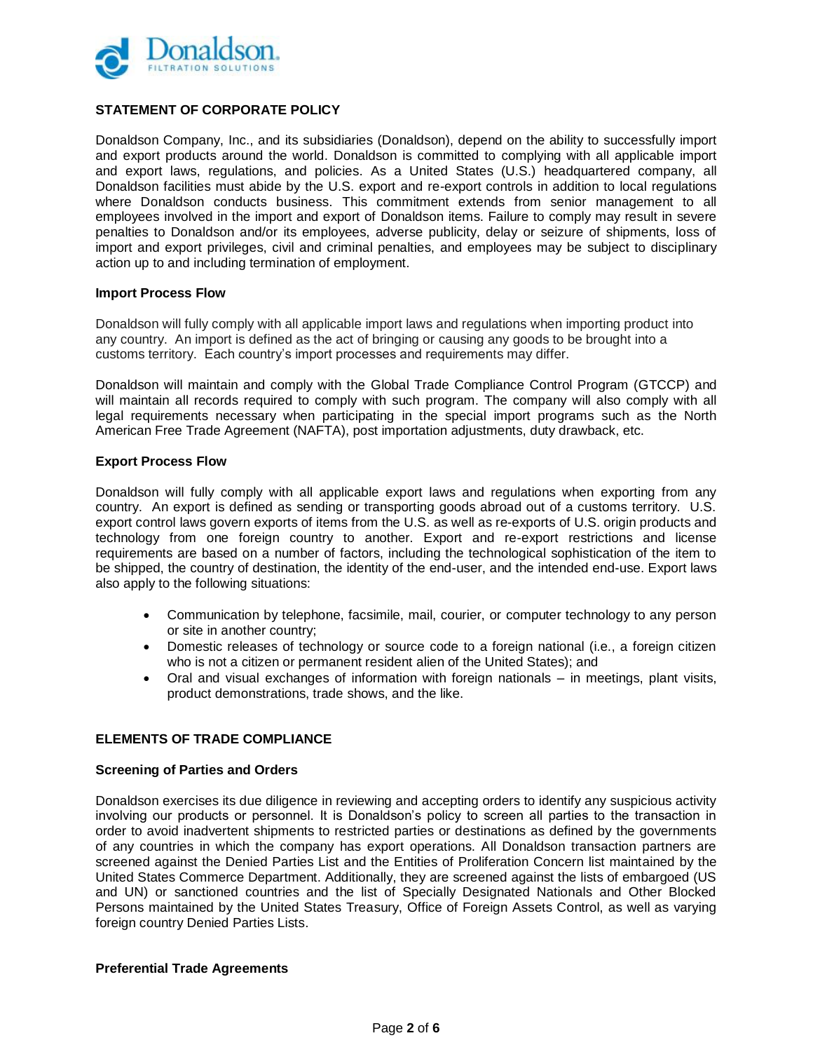## STATEMENT OF CORPORATE POLICY

Donaldson Company, Inc., and its subsidiaries (Donaldson), depend on the ability to successfully import and export products around the world. Donaldson is committed to complying with all applicable import and export laws, regulations, and policies. As a United States (U.S.) headquartered company, all Donaldson facilities must abide by the U.S. export and re-export controls in addition to local regulations where Donaldson conducts business. This commitment extends from senior management to all employees involved in the import and export of Donaldson items. Failure to comply may result in severe penalties to Donaldson and/or its employees, adverse publicity, delay or seizure of shipments, loss of import and export privileges, civil and criminal penalties, and employees may be subject to disciplinary action up to and including termination of employment.

### Import Process Flow

Donaldson will fully comply with all applicable import laws and regulations when importing product into any country. An import is defined as the act of bringing or causing any goods to be brought into a customs territory. Each country's import processes and requirements may differ.

Donaldson will maintain and comply with the Global Trade Compliance Control Program (GTCCP) and will maintain all records required to comply with such program. The company will also comply with all legal requirements necessary when participating in the special import programs such as the North American Free Trade Agreement (NAFTA), post importation adjustments, duty drawback, etc.

### Export Process Flow

Donaldson will fully comply with all applicable export laws and regulations when exporting from any country. An export is defined as sending or transporting goods abroad out of a customs territory. U.S. export control laws govern exports of items from the U.S. as well as re-exports of U.S. origin products and technology from one foreign country to another. Export and re-export restrictions and license requirements are based on a number of factors, including the technological sophistication of the item to be shipped, the country of destination, the identity of the end-user, and the intended end-use. Export laws also apply to the following situations:

- Communication by telephone, facsimile, mail, courier, or computer technology to any person or site in another country;
- Domestic releases of technology or source code to a foreign national (i.e., a foreign citizen who is not a citizen or permanent resident alien of the United States); and
- Oral and visual exchanges of information with foreign nationals – in meetings, plant visits, product demonstrations, trade shows, and the like.

## ELEMENTS OF TRADE COMPLIANCE

### Screening of Parties and Orders

Donaldson exercises its due diligence in reviewing and accepting orders to identify any suspicious activity involving our products or personnel. It is Donaldson's policy to screen all parties to the transaction in order to avoid inadvertent shipments to restricted parties or destinations as defined by the governments of any countries in which the company has export operations. All Donaldson transaction partners are screened against the Denied Parties List and the Entities of Proliferation Concern list maintained by the United States Commerce Department. Additionally, they are screened against the lists of embargoed (US and UN) or sanctioned countries and the list of Specially Designated Nationals and Other Blocked Persons maintained by the United States Treasury, Office of Foreign Assets Control, as well as varying foreign country Denied Parties Lists.

### Preferential Trade Agreements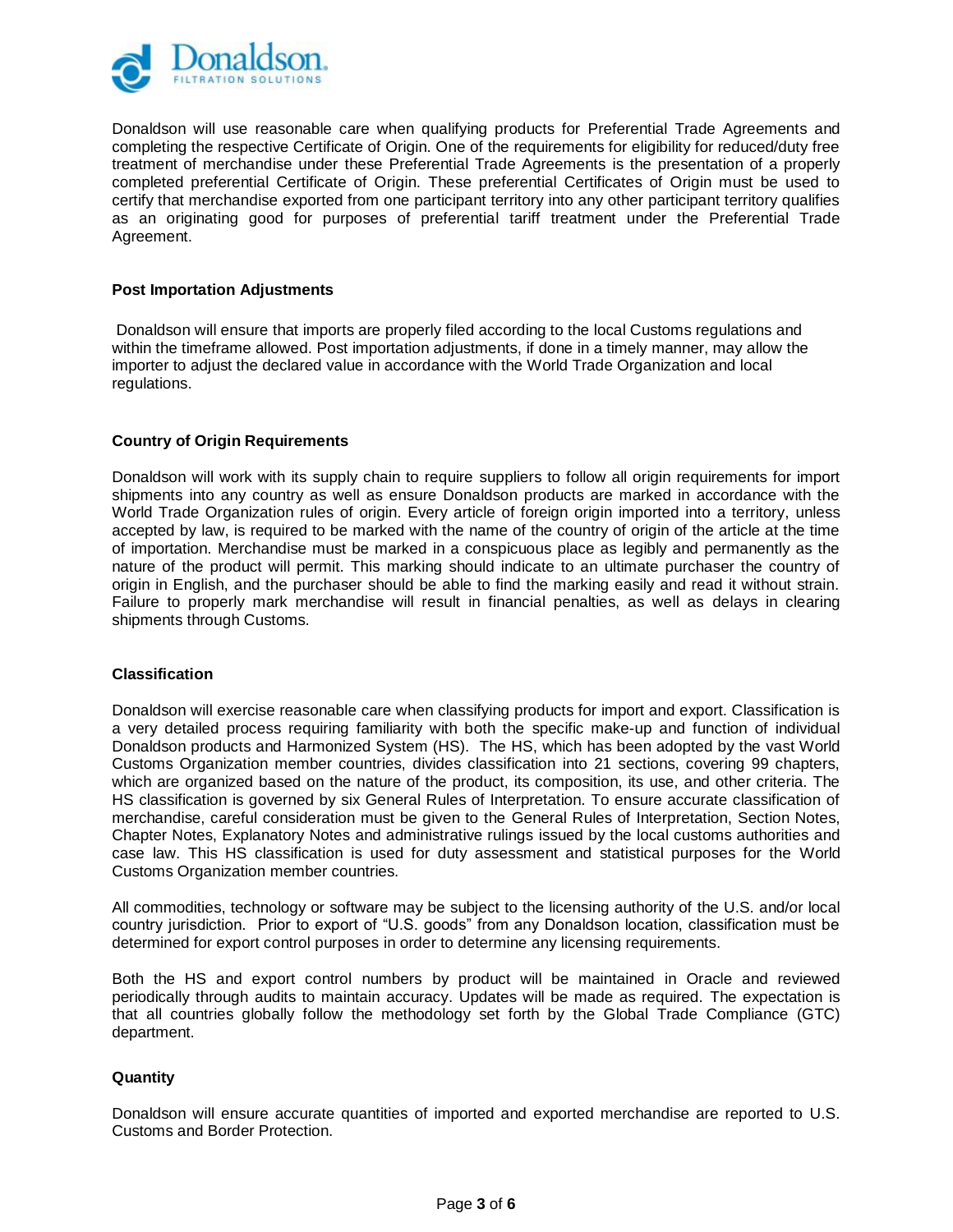Donaldson will use reasonable care when qualifying products for Preferential Trade Agreements and completing the respective Certificate of Origin. One of the requirements for eligibility for reduced/duty free treatment of merchandise under these Preferential Trade Agreements is the presentation of a properly completed preferential Certificate of Origin. These preferential Certificates of Origin must be used to certify that merchandise exported from one participant territory into any other participant territory qualifies as an originating good for purposes of preferential tariff treatment under the Preferential Trade Agreement.

**Post Importation Adjustments**

Donaldson will ensure that imports are properly filed according to the local Customs regulations and within the timeframe allowed. Post importation adjustments, if done in a timely manner, may allow the importer to adjust the declared value in accordance with the World Trade Organization and local regulations.

**Country of Origin Requirements**

Donaldson will work with its supply chain to require suppliers to follow all origin requirements for import shipments into any country as well as ensure Donaldson products are marked in accordance with the World Trade Organization rules of origin. Every article of foreign origin imported into a territory, unless accepted by law, is required to be marked with the name of the country of origin of the article at the time of importation. Merchandise must be marked in a conspicuous place as legibly and permanently as the nature of the product will permit. This marking should indicate to an ultimate purchaser the country of origin in English, and the purchaser should be able to find the marking easily and read it without strain. Failure to properly mark merchandise will result in financial penalties, as well as delays in clearing shipments through Customs.

**Classification**

Donaldson will exercise reasonable care when classifying products for import and export. Classification is a very detailed process requiring familiarity with both the specific make-up and function of individual Donaldson products and Harmonized System (HS). The HS, which has been adopted by the vast World Customs Organization member countries, divides classification into 21 sections, covering 99 chapters, which are organized based on the nature of the product, its composition, its use, and other criteria. The HS classification is governed by six General Rules of Interpretation. To ensure accurate classification of merchandise, careful consideration must be given to the General Rules of Interpretation, Section Notes, Chapter Notes, Explanatory Notes and administrative rulings issued by the local customs authorities and case law. This HS classification is used for duty assessment and statistical purposes for the World Customs Organization member countries.

All commodities, technology or software may be subject to the licensing authority of the U.S. and/or local country jurisdiction. Prior to export of "U.S. goods" from any Donaldson location, classification must be determined for export control purposes in order to determine any licensing requirements.

Both the HS and export control numbers by product will be maintained in Oracle and reviewed periodically through audits to maintain accuracy. Updates will be made as required. The expectation is that all countries globally follow the methodology set forth by the Global Trade Compliance (GTC) department.

**Quantity**

Donaldson will ensure accurate quantities of imported and exported merchandise are reported to U.S. Customs and Border Protection.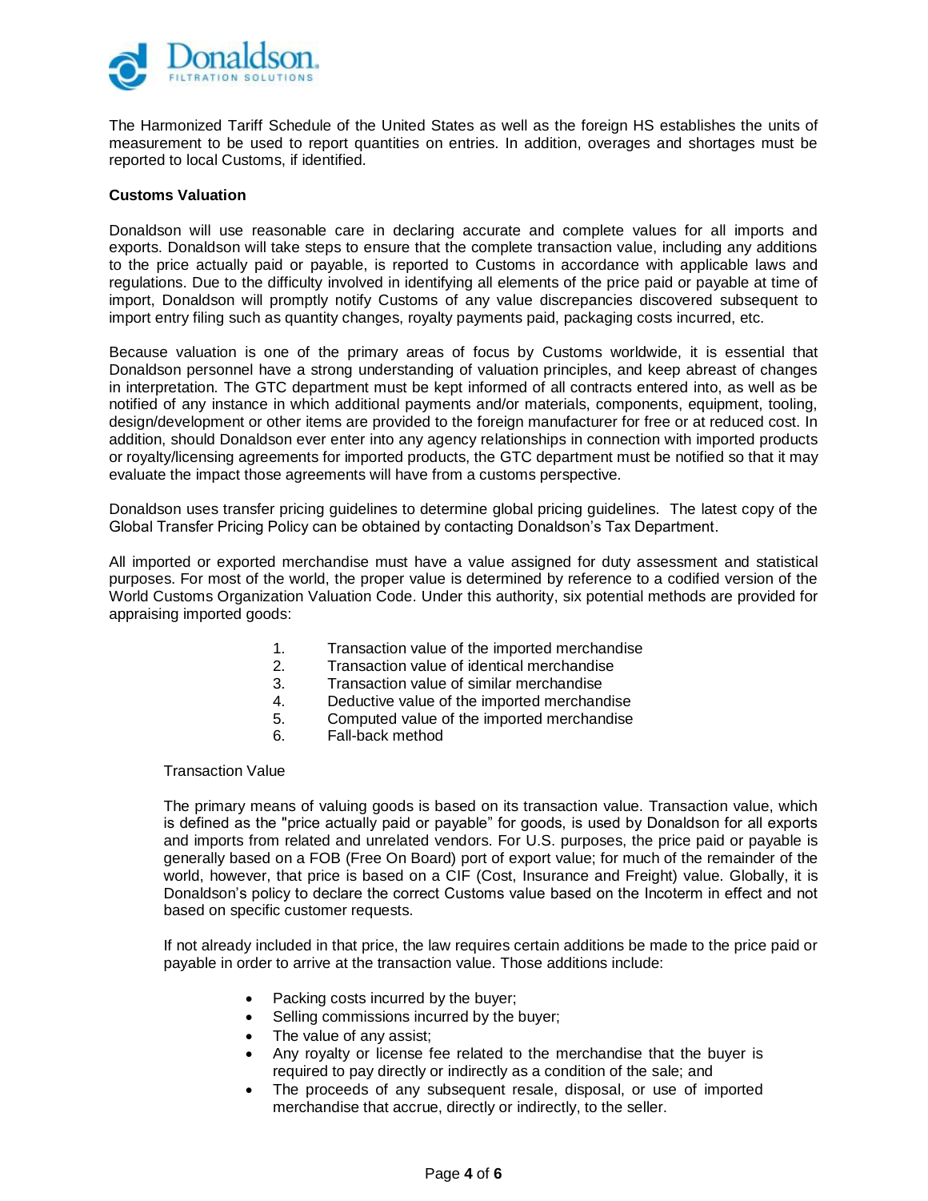The Harmonized Tariff Schedule of the United States as well as the foreign HS establishes the units of measurement to be used to report quantities on entries. In addition, overages and shortages must be reported to local Customs, if identified.

**Customs Valuation**

Donaldson will use reasonable care in declaring accurate and complete values for all imports and exports. Donaldson will take steps to ensure that the complete transaction value, including any additions to the price actually paid or payable, is reported to Customs in accordance with applicable laws and regulations. Due to the difficulty involved in identifying all elements of the price paid or payable at time of import, Donaldson will promptly notify Customs of any value discrepancies discovered subsequent to import entry filing such as quantity changes, royalty payments paid, packaging costs incurred, etc.

Because valuation is one of the primary areas of focus by Customs worldwide, it is essential that Donaldson personnel have a strong understanding of valuation principles, and keep abreast of changes in interpretation. The GTC department must be kept informed of all contracts entered into, as well as be notified of any instance in which additional payments and/or materials, components, equipment, tooling, design/development or other items are provided to the foreign manufacturer for free or at reduced cost. In addition, should Donaldson ever enter into any agency relationships in connection with imported products or royalty/licensing agreements for imported products, the GTC department must be notified so that it may evaluate the impact those agreements will have from a customs perspective.

Donaldson uses transfer pricing guidelines to determine global pricing guidelines. The latest copy of the Global Transfer Pricing Policy can be obtained by contacting Donaldson's Tax Department.

All imported or exported merchandise must have a value assigned for duty assessment and statistical purposes. For most of the world, the proper value is determined by reference to a codified version of the World Customs Organization Valuation Code. Under this authority, six potential methods are provided for appraising imported goods:

1. Transaction value of the imported merchandise
2. Transaction value of identical merchandise
3. Transaction value of similar merchandise
4. Deductive value of the imported merchandise
5. Computed value of the imported merchandise
6. Fall-back method

Transaction Value

The primary means of valuing goods is based on its transaction value. Transaction value, which is defined as the "price actually paid or payable" for goods, is used by Donaldson for all exports and imports from related and unrelated vendors. For U.S. purposes, the price paid or payable is generally based on a FOB (Free On Board) port of export value; for much of the remainder of the world, however, that price is based on a CIF (Cost, Insurance and Freight) value. Globally, it is Donaldson's policy to declare the correct Customs value based on the Incoterm in effect and not based on specific customer requests.

If not already included in that price, the law requires certain additions be made to the price paid or payable in order to arrive at the transaction value. Those additions include:

- Packing costs incurred by the buyer;
- Selling commissions incurred by the buyer;
- The value of any assist;
- Any royalty or license fee related to the merchandise that the buyer is required to pay directly or indirectly as a condition of the sale; and
- The proceeds of any subsequent resale, disposal, or use of imported merchandise that accrue, directly or indirectly, to the seller.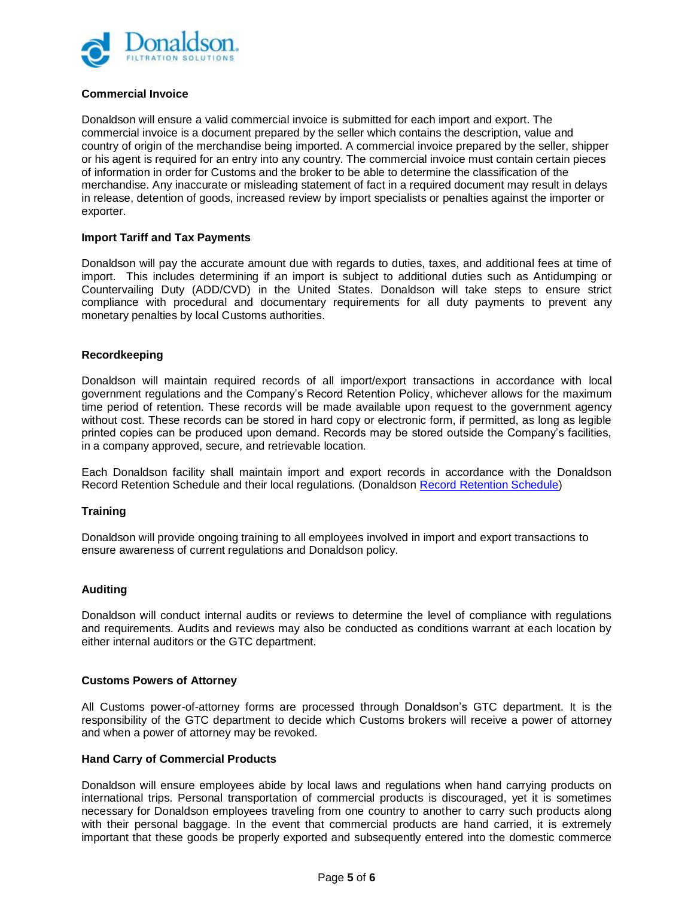### Commercial Invoice

Donaldson will ensure a valid commercial invoice is submitted for each import and export. The commercial invoice is a document prepared by the seller which contains the description, value and country of origin of the merchandise being imported. A commercial invoice prepared by the seller, shipper or his agent is required for an entry into any country. The commercial invoice must contain certain pieces of information in order for Customs and the broker to be able to determine the classification of the merchandise. Any inaccurate or misleading statement of fact in a required document may result in delays in release, detention of goods, increased review by import specialists or penalties against the importer or exporter.

### Import Tariff and Tax Payments

Donaldson will pay the accurate amount due with regards to duties, taxes, and additional fees at time of import. This includes determining if an import is subject to additional duties such as Antidumping or Countervailing Duty (ADD/CVD) in the United States. Donaldson will take steps to ensure strict compliance with procedural and documentary requirements for all duty payments to prevent any monetary penalties by local Customs authorities.

### Recordkeeping

Donaldson will maintain required records of all import/export transactions in accordance with local government regulations and the Company's Record Retention Policy, whichever allows for the maximum time period of retention. These records will be made available upon request to the government agency without cost. These records can be stored in hard copy or electronic form, if permitted, as long as legible printed copies can be produced upon demand. Records may be stored outside the Company's facilities, in a company approved, secure, and retrievable location.

Each Donaldson facility shall maintain import and export records in accordance with the Donaldson Record Retention Schedule and their local regulations. (Donaldson Record Retention Schedule)

### Training

Donaldson will provide ongoing training to all employees involved in import and export transactions to ensure awareness of current regulations and Donaldson policy.

### Auditing

Donaldson will conduct internal audits or reviews to determine the level of compliance with regulations and requirements. Audits and reviews may also be conducted as conditions warrant at each location by either internal auditors or the GTC department.

### Customs Powers of Attorney

All Customs power-of-attorney forms are processed through Donaldson's GTC department. It is the responsibility of the GTC department to decide which Customs brokers will receive a power of attorney and when a power of attorney may be revoked.

### Hand Carry of Commercial Products

Donaldson will ensure employees abide by local laws and regulations when hand carrying products on international trips. Personal transportation of commercial products is discouraged, yet it is sometimes necessary for Donaldson employees traveling from one country to another to carry such products along with their personal baggage. In the event that commercial products are hand carried, it is extremely important that these goods be properly exported and subsequently entered into the domestic commerce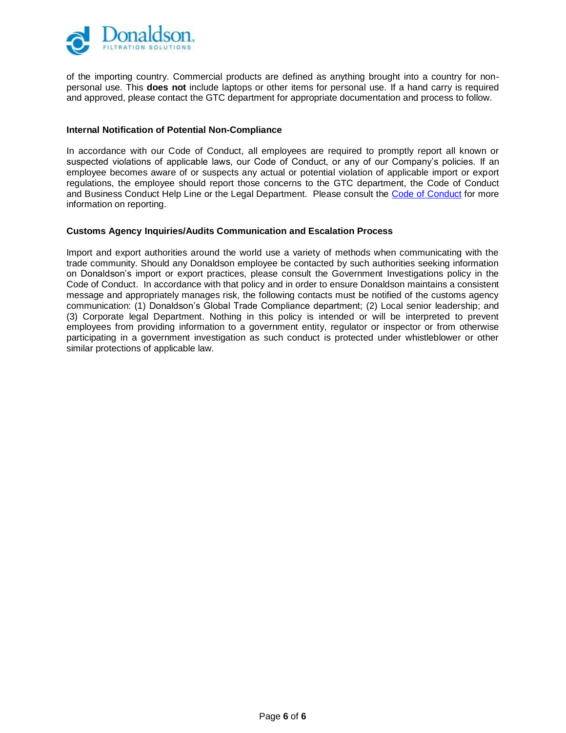of the importing country. Commercial products are defined as anything brought into a country for non-personal use. This **does not** include laptops or other items for personal use. If a hand carry is required and approved, please contact the GTC department for appropriate documentation and process to follow.

### Internal Notification of Potential Non-Compliance

In accordance with our Code of Conduct, all employees are required to promptly report all known or suspected violations of applicable laws, our Code of Conduct, or any of our Company's policies. If an employee becomes aware of or suspects any actual or potential violation of applicable import or export regulations, the employee should report those concerns to the GTC department, the Code of Conduct and Business Conduct Help Line or the Legal Department. Please consult the Code of Conduct for more information on reporting.

### Customs Agency Inquiries/Audits Communication and Escalation Process

Import and export authorities around the world use a variety of methods when communicating with the trade community. Should any Donaldson employee be contacted by such authorities seeking information on Donaldson's import or export practices, please consult the Government Investigations policy in the Code of Conduct. In accordance with that policy and in order to ensure Donaldson maintains a consistent message and appropriately manages risk, the following contacts must be notified of the customs agency communication: (1) Donaldson's Global Trade Compliance department; (2) Local senior leadership; and (3) Corporate legal Department. Nothing in this policy is intended or will be interpreted to prevent employees from providing information to a government entity, regulator or inspector or from otherwise participating in a government investigation as such conduct is protected under whistleblower or other similar protections of applicable law.